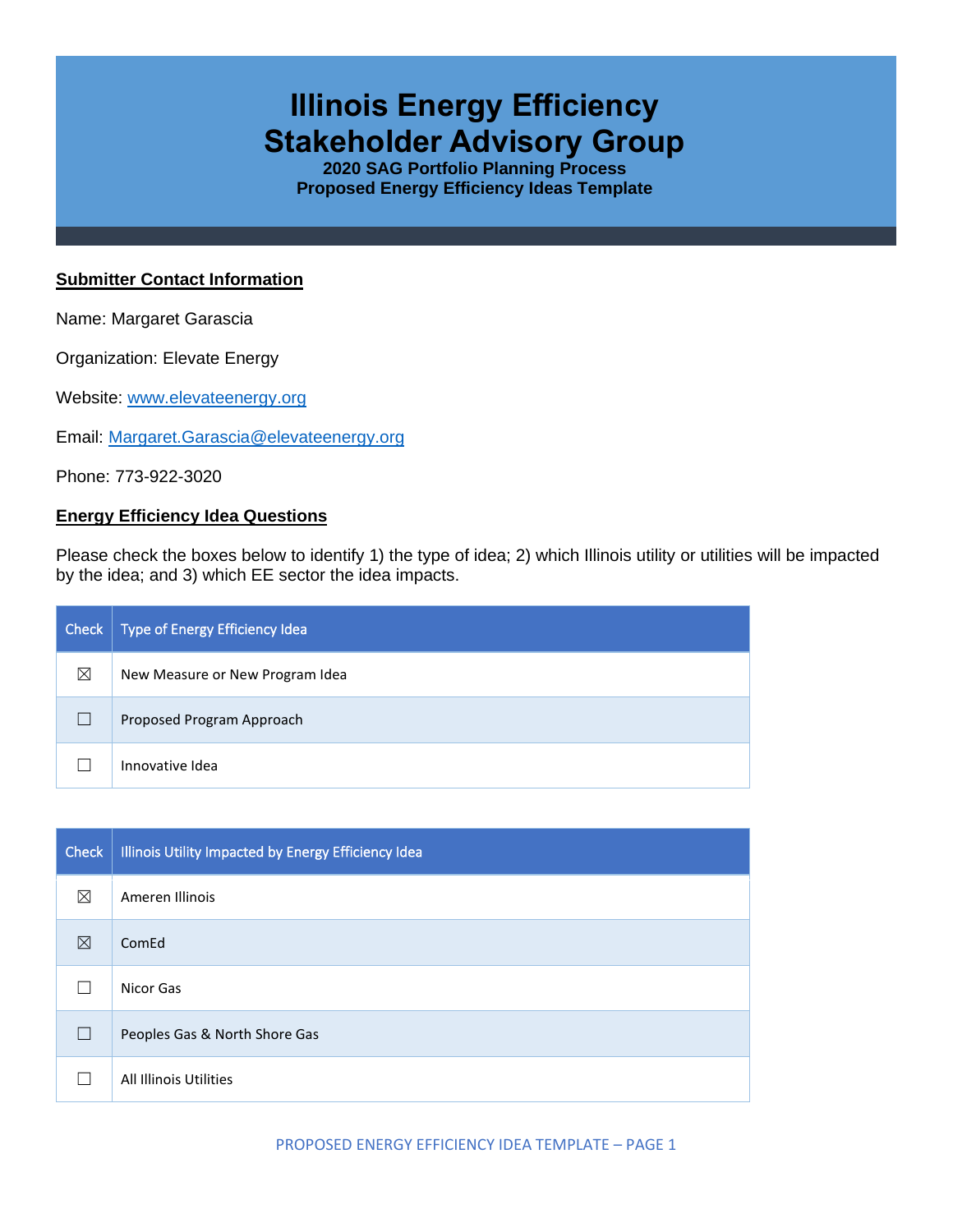# Illinois Energy Efficiency Stakeholder Advisory Group

**2020 SAG Portfolio Planning Process**
**Proposed Energy Efficiency Ideas Template**

## Submitter Contact Information

Name: Margaret Garascia

Organization: Elevate Energy

Website: www.elevateenergy.org

Email: Margaret.Garascia@elevateenergy.org

Phone: 773-922-3020

## Energy Efficiency Idea Questions

Please check the boxes below to identify 1) the type of idea; 2) which Illinois utility or utilities will be impacted by the idea; and 3) which EE sector the idea impacts.

| Check | Type of Energy Efficiency Idea |
|---|---|
| ☒ | New Measure or New Program Idea |
| ☐ | Proposed Program Approach |
| ☐ | Innovative Idea |

| Check | Illinois Utility Impacted by Energy Efficiency Idea |
|---|---|
| ☒ | Ameren Illinois |
| ☒ | ComEd |
| ☐ | Nicor Gas |
| ☐ | Peoples Gas & North Shore Gas |
| ☐ | All Illinois Utilities |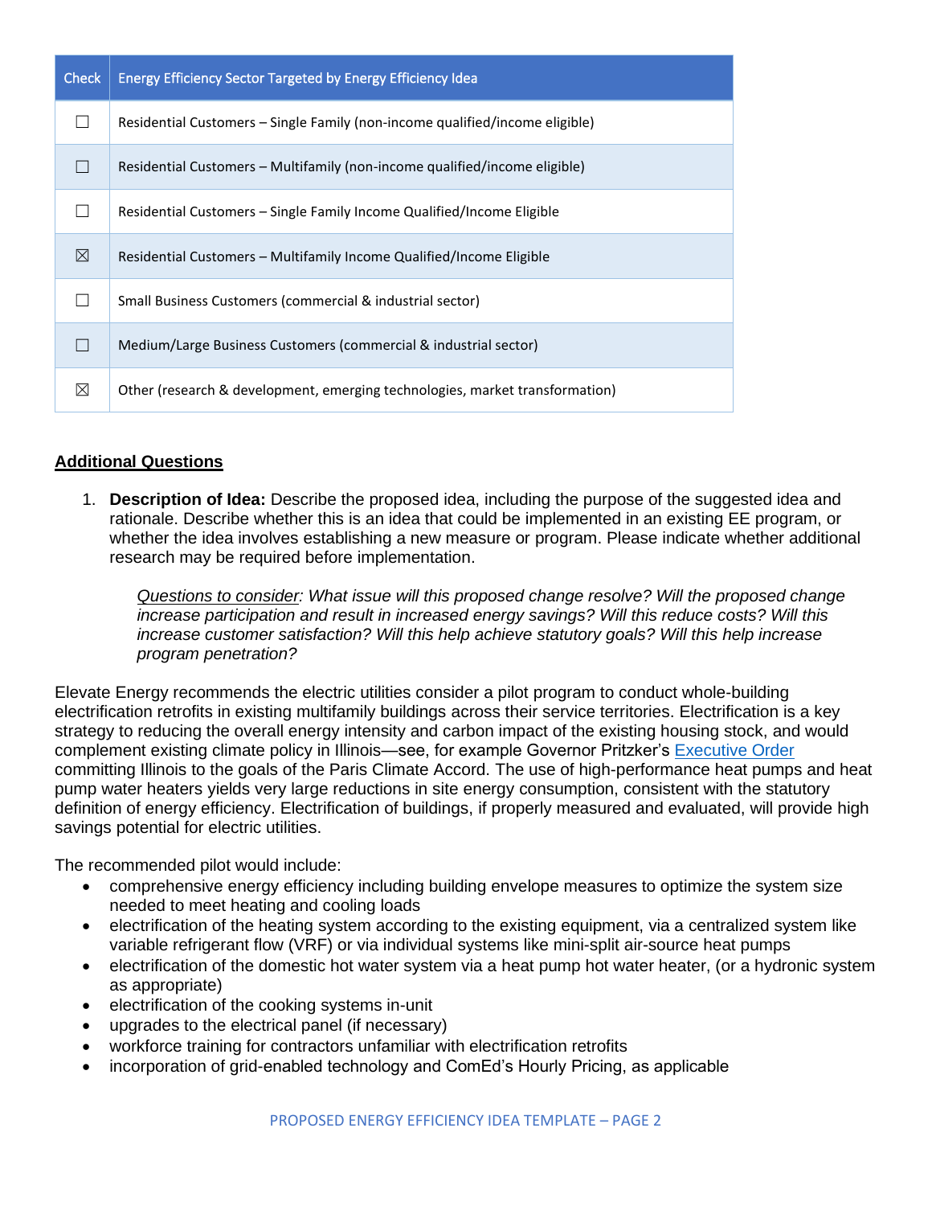| Check | Energy Efficiency Sector Targeted by Energy Efficiency Idea |
|---|---|
| ☐ | Residential Customers – Single Family (non-income qualified/income eligible) |
| ☐ | Residential Customers – Multifamily (non-income qualified/income eligible) |
| ☐ | Residential Customers – Single Family Income Qualified/Income Eligible |
| ☒ | Residential Customers – Multifamily Income Qualified/Income Eligible |
| ☐ | Small Business Customers (commercial & industrial sector) |
| ☐ | Medium/Large Business Customers (commercial & industrial sector) |
| ☒ | Other (research & development, emerging technologies, market transformation) |

## Additional Questions

1. **Description of Idea:** Describe the proposed idea, including the purpose of the suggested idea and rationale. Describe whether this is an idea that could be implemented in an existing EE program, or whether the idea involves establishing a new measure or program. Please indicate whether additional research may be required before implementation.

   *Questions to consider: What issue will this proposed change resolve? Will the proposed change increase participation and result in increased energy savings? Will this reduce costs? Will this increase customer satisfaction? Will this help achieve statutory goals? Will this help increase program penetration?*

Elevate Energy recommends the electric utilities consider a pilot program to conduct whole-building electrification retrofits in existing multifamily buildings across their service territories. Electrification is a key strategy to reducing the overall energy intensity and carbon impact of the existing housing stock, and would complement existing climate policy in Illinois—see, for example Governor Pritzker's Executive Order committing Illinois to the goals of the Paris Climate Accord. The use of high-performance heat pumps and heat pump water heaters yields very large reductions in site energy consumption, consistent with the statutory definition of energy efficiency. Electrification of buildings, if properly measured and evaluated, will provide high savings potential for electric utilities.

The recommended pilot would include:

- comprehensive energy efficiency including building envelope measures to optimize the system size needed to meet heating and cooling loads
- electrification of the heating system according to the existing equipment, via a centralized system like variable refrigerant flow (VRF) or via individual systems like mini-split air-source heat pumps
- electrification of the domestic hot water system via a heat pump hot water heater, (or a hydronic system as appropriate)
- electrification of the cooking systems in-unit
- upgrades to the electrical panel (if necessary)
- workforce training for contractors unfamiliar with electrification retrofits
- incorporation of grid-enabled technology and ComEd's Hourly Pricing, as applicable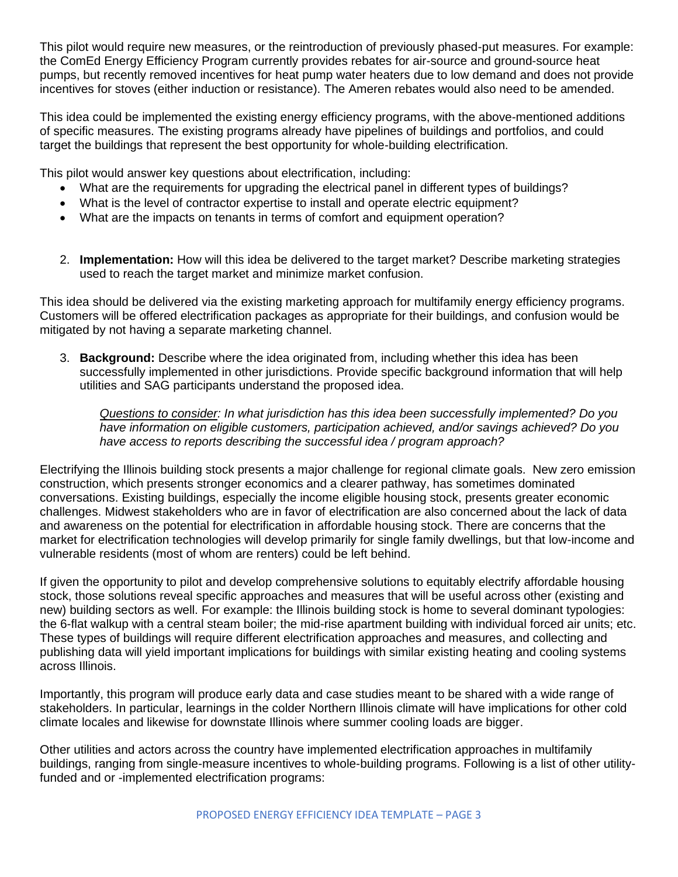This pilot would require new measures, or the reintroduction of previously phased-put measures. For example: the ComEd Energy Efficiency Program currently provides rebates for air-source and ground-source heat pumps, but recently removed incentives for heat pump water heaters due to low demand and does not provide incentives for stoves (either induction or resistance). The Ameren rebates would also need to be amended.

This idea could be implemented the existing energy efficiency programs, with the above-mentioned additions of specific measures. The existing programs already have pipelines of buildings and portfolios, and could target the buildings that represent the best opportunity for whole-building electrification.

This pilot would answer key questions about electrification, including:

- What are the requirements for upgrading the electrical panel in different types of buildings?
- What is the level of contractor expertise to install and operate electric equipment?
- What are the impacts on tenants in terms of comfort and equipment operation?

2. **Implementation:** How will this idea be delivered to the target market? Describe marketing strategies used to reach the target market and minimize market confusion.

This idea should be delivered via the existing marketing approach for multifamily energy efficiency programs. Customers will be offered electrification packages as appropriate for their buildings, and confusion would be mitigated by not having a separate marketing channel.

3. **Background:** Describe where the idea originated from, including whether this idea has been successfully implemented in other jurisdictions. Provide specific background information that will help utilities and SAG participants understand the proposed idea.

   *Questions to consider: In what jurisdiction has this idea been successfully implemented? Do you have information on eligible customers, participation achieved, and/or savings achieved? Do you have access to reports describing the successful idea / program approach?*

Electrifying the Illinois building stock presents a major challenge for regional climate goals. New zero emission construction, which presents stronger economics and a clearer pathway, has sometimes dominated conversations. Existing buildings, especially the income eligible housing stock, presents greater economic challenges. Midwest stakeholders who are in favor of electrification are also concerned about the lack of data and awareness on the potential for electrification in affordable housing stock. There are concerns that the market for electrification technologies will develop primarily for single family dwellings, but that low-income and vulnerable residents (most of whom are renters) could be left behind.

If given the opportunity to pilot and develop comprehensive solutions to equitably electrify affordable housing stock, those solutions reveal specific approaches and measures that will be useful across other (existing and new) building sectors as well. For example: the Illinois building stock is home to several dominant typologies: the 6-flat walkup with a central steam boiler; the mid-rise apartment building with individual forced air units; etc. These types of buildings will require different electrification approaches and measures, and collecting and publishing data will yield important implications for buildings with similar existing heating and cooling systems across Illinois.

Importantly, this program will produce early data and case studies meant to be shared with a wide range of stakeholders. In particular, learnings in the colder Northern Illinois climate will have implications for other cold climate locales and likewise for downstate Illinois where summer cooling loads are bigger.

Other utilities and actors across the country have implemented electrification approaches in multifamily buildings, ranging from single-measure incentives to whole-building programs. Following is a list of other utility-funded and or -implemented electrification programs: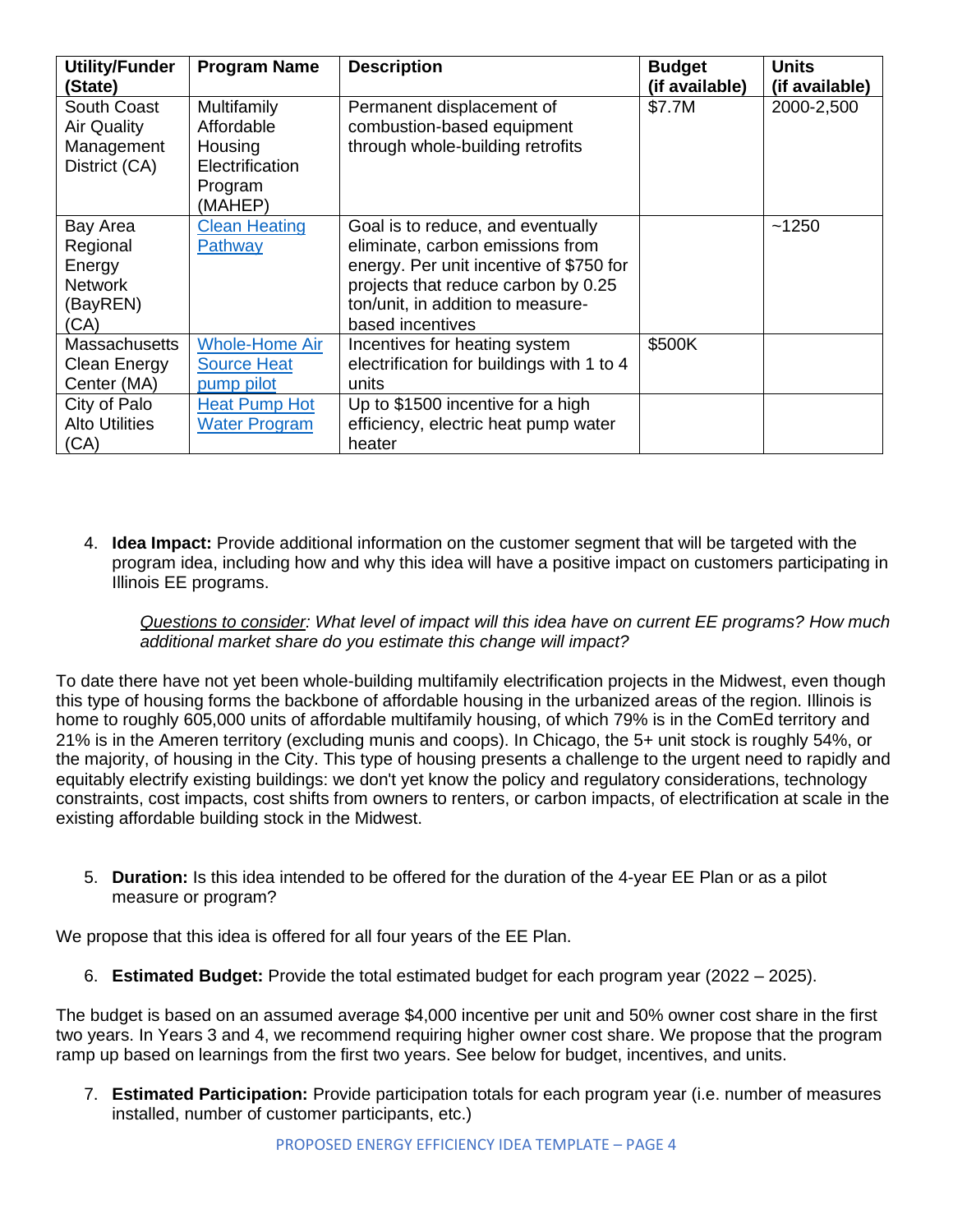| Utility/Funder (State) | Program Name | Description | Budget (if available) | Units (if available) |
|---|---|---|---|---|
| South Coast Air Quality Management District (CA) | Multifamily Affordable Housing Electrification Program (MAHEP) | Permanent displacement of combustion-based equipment through whole-building retrofits | $7.7M | 2000-2,500 |
| Bay Area Regional Energy Network (BayREN) (CA) | Clean Heating Pathway | Goal is to reduce, and eventually eliminate, carbon emissions from energy. Per unit incentive of $750 for projects that reduce carbon by 0.25 ton/unit, in addition to measure-based incentives | | ~1250 |
| Massachusetts Clean Energy Center (MA) | Whole-Home Air Source Heat pump pilot | Incentives for heating system electrification for buildings with 1 to 4 units | $500K | |
| City of Palo Alto Utilities (CA) | Heat Pump Hot Water Program | Up to $1500 incentive for a high efficiency, electric heat pump water heater | | |

4. **Idea Impact:** Provide additional information on the customer segment that will be targeted with the program idea, including how and why this idea will have a positive impact on customers participating in Illinois EE programs.

   *Questions to consider: What level of impact will this idea have on current EE programs? How much additional market share do you estimate this change will impact?*

To date there have not yet been whole-building multifamily electrification projects in the Midwest, even though this type of housing forms the backbone of affordable housing in the urbanized areas of the region. Illinois is home to roughly 605,000 units of affordable multifamily housing, of which 79% is in the ComEd territory and 21% is in the Ameren territory (excluding munis and coops). In Chicago, the 5+ unit stock is roughly 54%, or the majority, of housing in the City. This type of housing presents a challenge to the urgent need to rapidly and equitably electrify existing buildings: we don't yet know the policy and regulatory considerations, technology constraints, cost impacts, cost shifts from owners to renters, or carbon impacts, of electrification at scale in the existing affordable building stock in the Midwest.

5. **Duration:** Is this idea intended to be offered for the duration of the 4-year EE Plan or as a pilot measure or program?

We propose that this idea is offered for all four years of the EE Plan.

6. **Estimated Budget:** Provide the total estimated budget for each program year (2022 – 2025).

The budget is based on an assumed average $4,000 incentive per unit and 50% owner cost share in the first two years. In Years 3 and 4, we recommend requiring higher owner cost share. We propose that the program ramp up based on learnings from the first two years. See below for budget, incentives, and units.

7. **Estimated Participation:** Provide participation totals for each program year (i.e. number of measures installed, number of customer participants, etc.)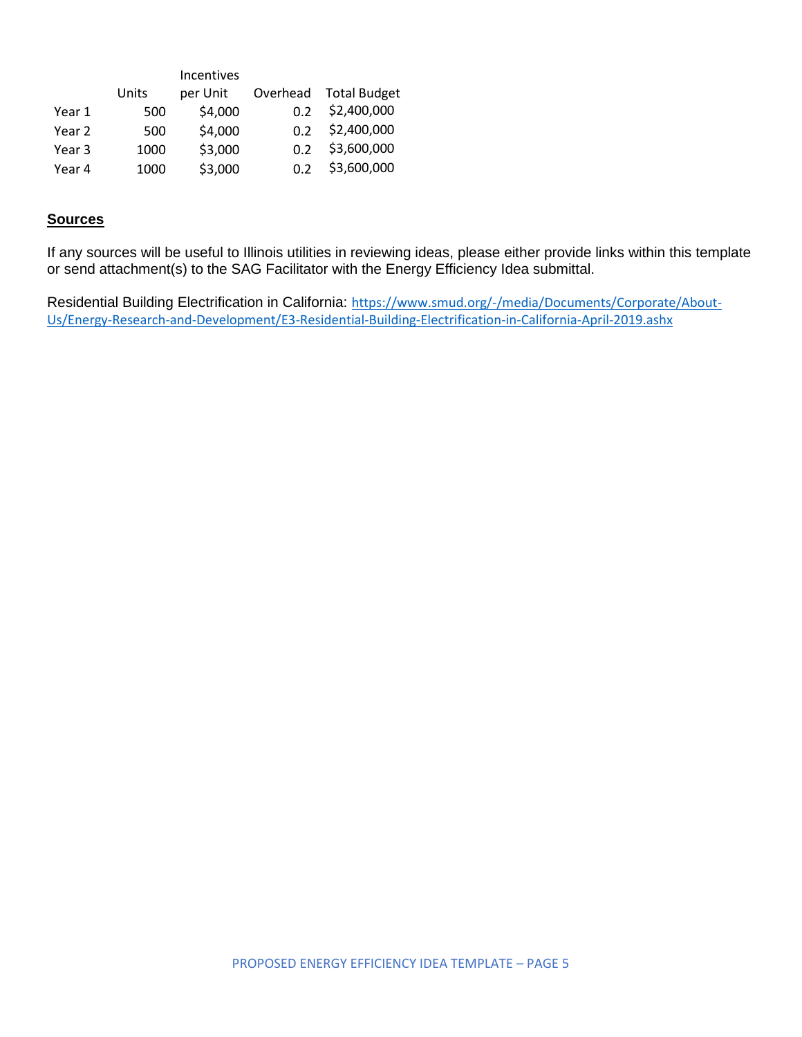| | Units | Incentives per Unit | Overhead | Total Budget |
|---|---|---|---|---|
| Year 1 | 500 | $4,000 | 0.2 | $2,400,000 |
| Year 2 | 500 | $4,000 | 0.2 | $2,400,000 |
| Year 3 | 1000 | $3,000 | 0.2 | $3,600,000 |
| Year 4 | 1000 | $3,000 | 0.2 | $3,600,000 |

## Sources

If any sources will be useful to Illinois utilities in reviewing ideas, please either provide links within this template or send attachment(s) to the SAG Facilitator with the Energy Efficiency Idea submittal.

Residential Building Electrification in California: https://www.smud.org/-/media/Documents/Corporate/About-Us/Energy-Research-and-Development/E3-Residential-Building-Electrification-in-California-April-2019.ashx